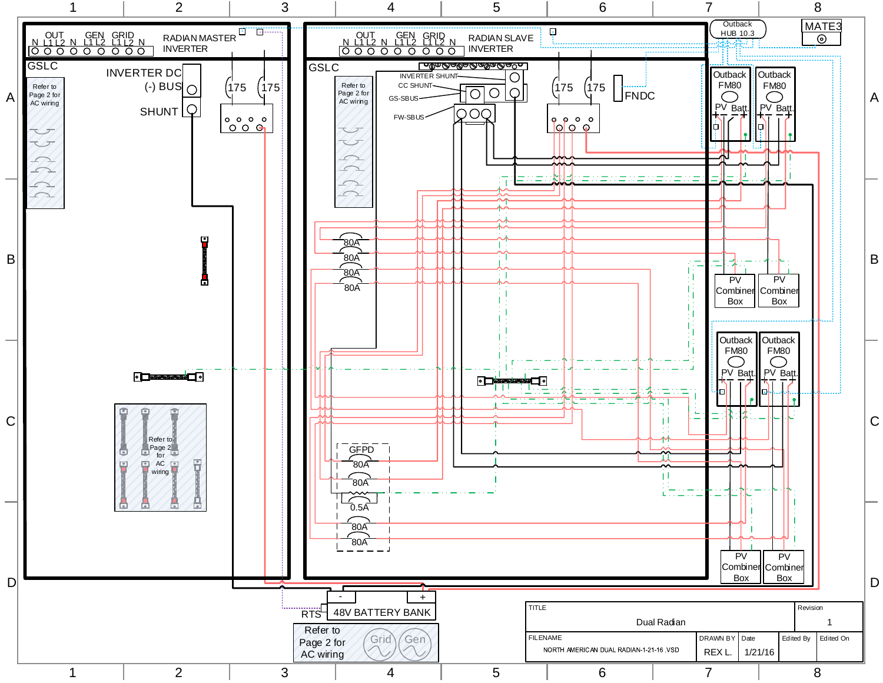RADIAN MASTER INVERTER

OUT N L1 L2 | GEN N L1 L2 | GRID L1 L2 N

GSLC

Refer to Page 2 for AC wiring

INVERTER DC (-) BUS

SHUNT

175 | 175

RADIAN SLAVE INVERTER

OUT N L1 L2 | GEN N L1 L2 | GRID L1 L2 N

GSLC

Refer to Page 2 for AC wiring

INVERTER SHUNT

CC SHUNT

GS-SBUS

FW-SBUS

175 | 175

FNDC

Outback HUB 10.3

MATE3

Outback FM80 (PV, Batt.)

Outback FM80 (PV, Batt.)

Outback FM80 (PV, Batt.)

Outback FM80 (PV, Batt.)

PV Combiner Box

PV Combiner Box

PV Combiner Box

PV Combiner Box

80A

80A

80A

80A

GFPD

80A

80A

0.5A

80A

80A

Refer to Page 2 for AC wiring

RTS

48V BATTERY BANK (-, +)

Refer to Page 2 for AC wiring

Grid | Gen

| TITLE | | | | | Revision |
|---|---|---|---|---|---|
| Dual Radian | | | | | 1 |
| FILENAME | DRAWN BY | Date | Edited By | Edited On | |
| NORTH AMERICAN DUAL RADIAN-1-21-16.VSD | REX L. | 1/21/16 | | | |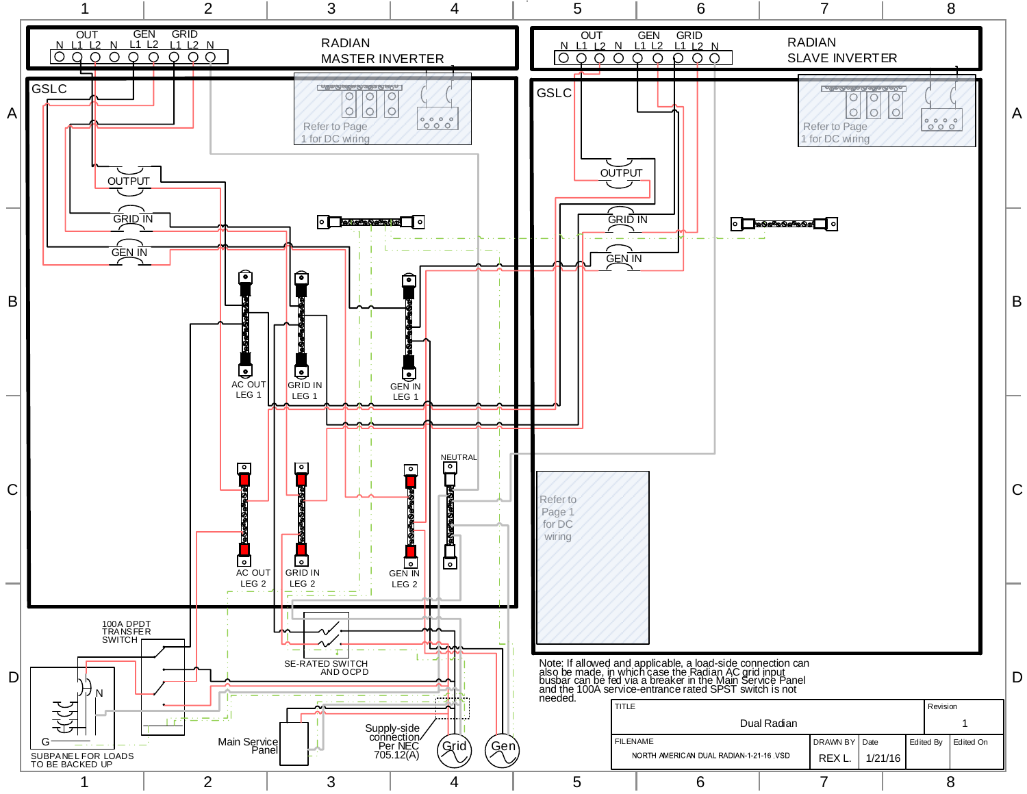RADIAN MASTER INVERTER

OUT N L1 L2 N GEN L1 L2 GRID L1 L2 N

RADIAN SLAVE INVERTER

OUT N L1 L2 N GEN L1 L2 GRID L1 L2 N

GSLC

Refer to Page 1 for DC wiring

OUTPUT

GRID IN

GEN IN

AC OUT LEG 1

GRID IN LEG 1

GEN IN LEG 1

AC OUT LEG 2

GRID IN LEG 2

GEN IN LEG 2

NEUTRAL

GSLC

Refer to Page 1 for DC wiring

OUTPUT

GRID IN

GEN IN

Refer to Page 1 for DC wiring

100A DPDT TRANSFER SWITCH

N

G

SUBPANEL FOR LOADS TO BE BACKED UP

SE-RATED SWITCH AND OCPD

Main Service Panel

Supply-side connection Per NEC 705.12(A)

Grid

Gen

Note: If allowed and applicable, a load-side connection can also be made, in which case the Radian AC grid input busbar can be fed via a breaker in the Main Service Panel and the 100A service-entrance rated SPST switch is not needed.

| TITLE | | | | | Revision |
|---|---|---|---|---|---|
| Dual Radian | | | | | 1 |
| FILENAME | DRAWN BY | Date | Edited By | Edited On | |
| NORTH AMERICAN DUAL RADIAN-1-21-16.VSD | REX L. | 1/21/16 | | | |